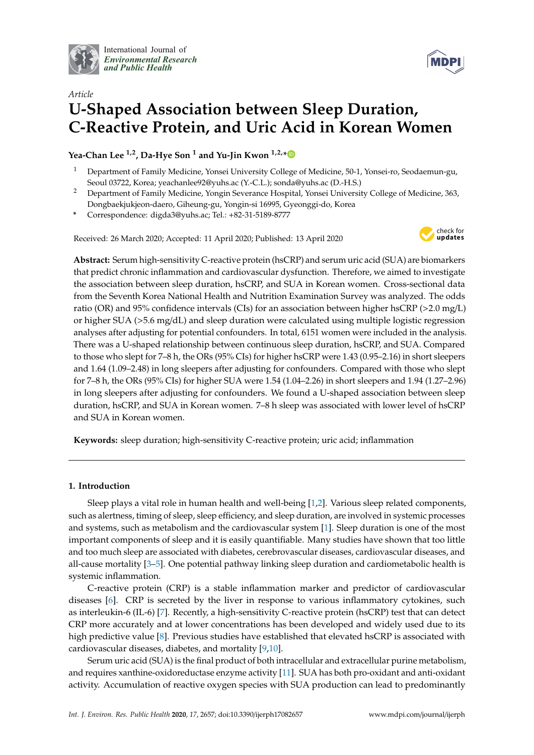*Article*

# U-Shaped Association between Sleep Duration, C-Reactive Protein, and Uric Acid in Korean Women

**Yea-Chan Lee [1,2], Da-Hye Son [1] and Yu-Jin Kwon [1,2,*]**

[1] Department of Family Medicine, Yonsei University College of Medicine, 50-1, Yonsei-ro, Seodaemun-gu, Seoul 03722, Korea; yeachanlee92@yuhs.ac (Y.-C.L.); sonda@yuhs.ac (D.-H.S.)

[2] Department of Family Medicine, Yongin Severance Hospital, Yonsei University College of Medicine, 363, Dongbaekjukjeon-daero, Giheung-gu, Yongin-si 16995, Gyeonggi-do, Korea

\* Correspondence: digda3@yuhs.ac; Tel.: +82-31-5189-8777

Received: 26 March 2020; Accepted: 11 April 2020; Published: 13 April 2020

**Abstract:** Serum high-sensitivity C-reactive protein (hsCRP) and serum uric acid (SUA) are biomarkers that predict chronic inflammation and cardiovascular dysfunction. Therefore, we aimed to investigate the association between sleep duration, hsCRP, and SUA in Korean women. Cross-sectional data from the Seventh Korea National Health and Nutrition Examination Survey was analyzed. The odds ratio (OR) and 95% confidence intervals (CIs) for an association between higher hsCRP (>2.0 mg/L) or higher SUA (>5.6 mg/dL) and sleep duration were calculated using multiple logistic regression analyses after adjusting for potential confounders. In total, 6151 women were included in the analysis. There was a U-shaped relationship between continuous sleep duration, hsCRP, and SUA. Compared to those who slept for 7–8 h, the ORs (95% CIs) for higher hsCRP were 1.43 (0.95–2.16) in short sleepers and 1.64 (1.09–2.48) in long sleepers after adjusting for confounders. Compared with those who slept for 7–8 h, the ORs (95% CIs) for higher SUA were 1.54 (1.04–2.26) in short sleepers and 1.94 (1.27–2.96) in long sleepers after adjusting for confounders. We found a U-shaped association between sleep duration, hsCRP, and SUA in Korean women. 7–8 h sleep was associated with lower level of hsCRP and SUA in Korean women.

**Keywords:** sleep duration; high-sensitivity C-reactive protein; uric acid; inflammation

## 1. Introduction

Sleep plays a vital role in human health and well-being [1,2]. Various sleep related components, such as alertness, timing of sleep, sleep efficiency, and sleep duration, are involved in systemic processes and systems, such as metabolism and the cardiovascular system [1]. Sleep duration is one of the most important components of sleep and it is easily quantifiable. Many studies have shown that too little and too much sleep are associated with diabetes, cerebrovascular diseases, cardiovascular diseases, and all-cause mortality [3–5]. One potential pathway linking sleep duration and cardiometabolic health is systemic inflammation.

C-reactive protein (CRP) is a stable inflammation marker and predictor of cardiovascular diseases [6]. CRP is secreted by the liver in response to various inflammatory cytokines, such as interleukin-6 (IL-6) [7]. Recently, a high-sensitivity C-reactive protein (hsCRP) test that can detect CRP more accurately and at lower concentrations has been developed and widely used due to its high predictive value [8]. Previous studies have established that elevated hsCRP is associated with cardiovascular diseases, diabetes, and mortality [9,10].

Serum uric acid (SUA) is the final product of both intracellular and extracellular purine metabolism, and requires xanthine-oxidoreductase enzyme activity [11]. SUA has both pro-oxidant and anti-oxidant activity. Accumulation of reactive oxygen species with SUA production can lead to predominantly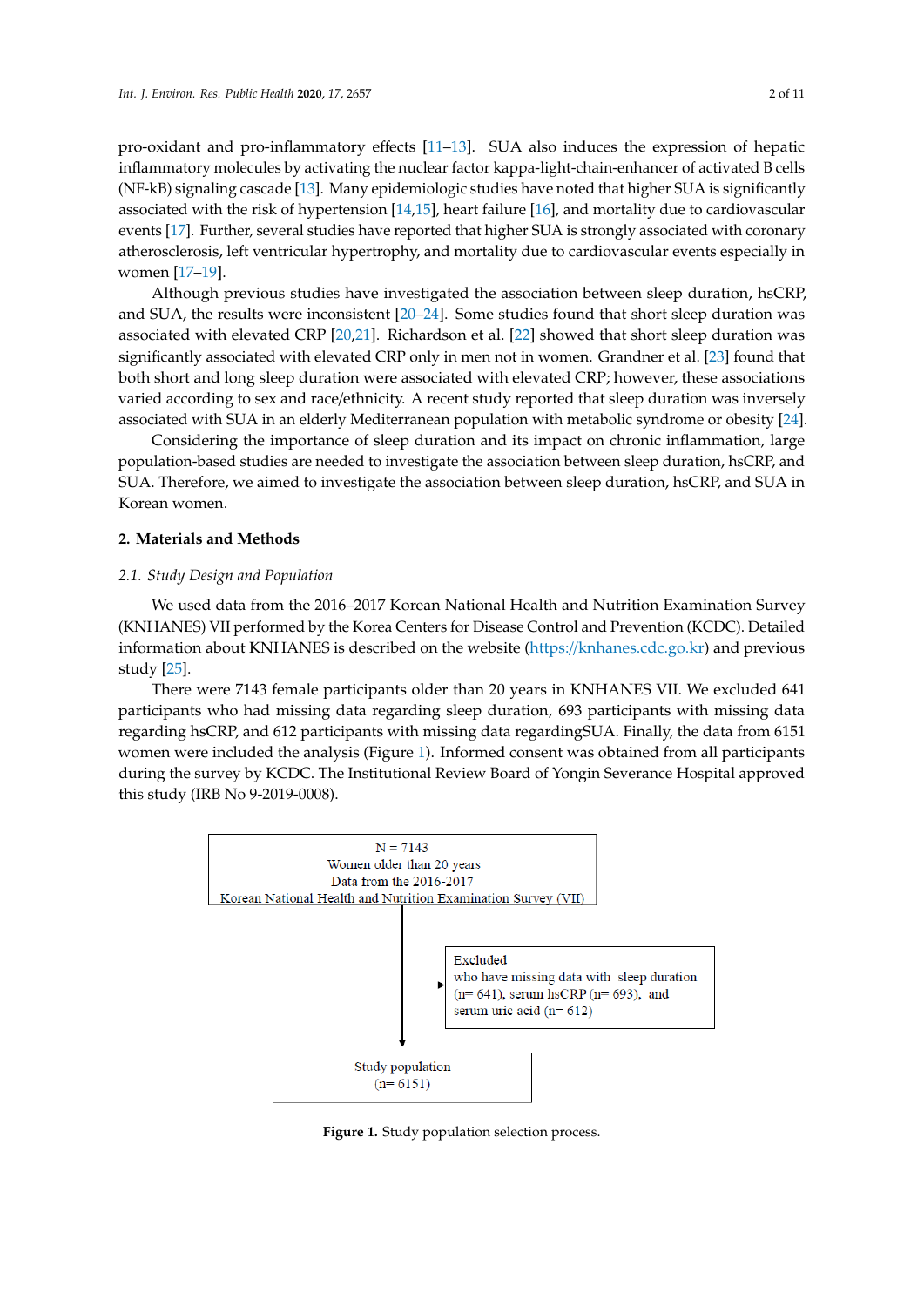pro-oxidant and pro-inflammatory effects [11–13]. SUA also induces the expression of hepatic inflammatory molecules by activating the nuclear factor kappa-light-chain-enhancer of activated B cells (NF-kB) signaling cascade [13]. Many epidemiologic studies have noted that higher SUA is significantly associated with the risk of hypertension [14,15], heart failure [16], and mortality due to cardiovascular events [17]. Further, several studies have reported that higher SUA is strongly associated with coronary atherosclerosis, left ventricular hypertrophy, and mortality due to cardiovascular events especially in women [17–19].

Although previous studies have investigated the association between sleep duration, hsCRP, and SUA, the results were inconsistent [20–24]. Some studies found that short sleep duration was associated with elevated CRP [20,21]. Richardson et al. [22] showed that short sleep duration was significantly associated with elevated CRP only in men not in women. Grandner et al. [23] found that both short and long sleep duration were associated with elevated CRP; however, these associations varied according to sex and race/ethnicity. A recent study reported that sleep duration was inversely associated with SUA in an elderly Mediterranean population with metabolic syndrome or obesity [24].

Considering the importance of sleep duration and its impact on chronic inflammation, large population-based studies are needed to investigate the association between sleep duration, hsCRP, and SUA. Therefore, we aimed to investigate the association between sleep duration, hsCRP, and SUA in Korean women.

## 2. Materials and Methods

### *2.1. Study Design and Population*

We used data from the 2016–2017 Korean National Health and Nutrition Examination Survey (KNHANES) VII performed by the Korea Centers for Disease Control and Prevention (KCDC). Detailed information about KNHANES is described on the website (https://knhanes.cdc.go.kr) and previous study [25].

There were 7143 female participants older than 20 years in KNHANES VII. We excluded 641 participants who had missing data regarding sleep duration, 693 participants with missing data regarding hsCRP, and 612 participants with missing data regardingSUA. Finally, the data from 6151 women were included the analysis (Figure 1). Informed consent was obtained from all participants during the survey by KCDC. The Institutional Review Board of Yongin Severance Hospital approved this study (IRB No 9-2019-0008).

N = 7143
Women older than 20 years
Data from the 2016-2017
Korean National Health and Nutrition Examination Survey (VII)

Excluded
who have missing data with sleep duration (n= 641), serum hsCRP (n= 693), and serum uric acid (n= 612)

Study population
(n= 6151)

**Figure 1.** Study population selection process.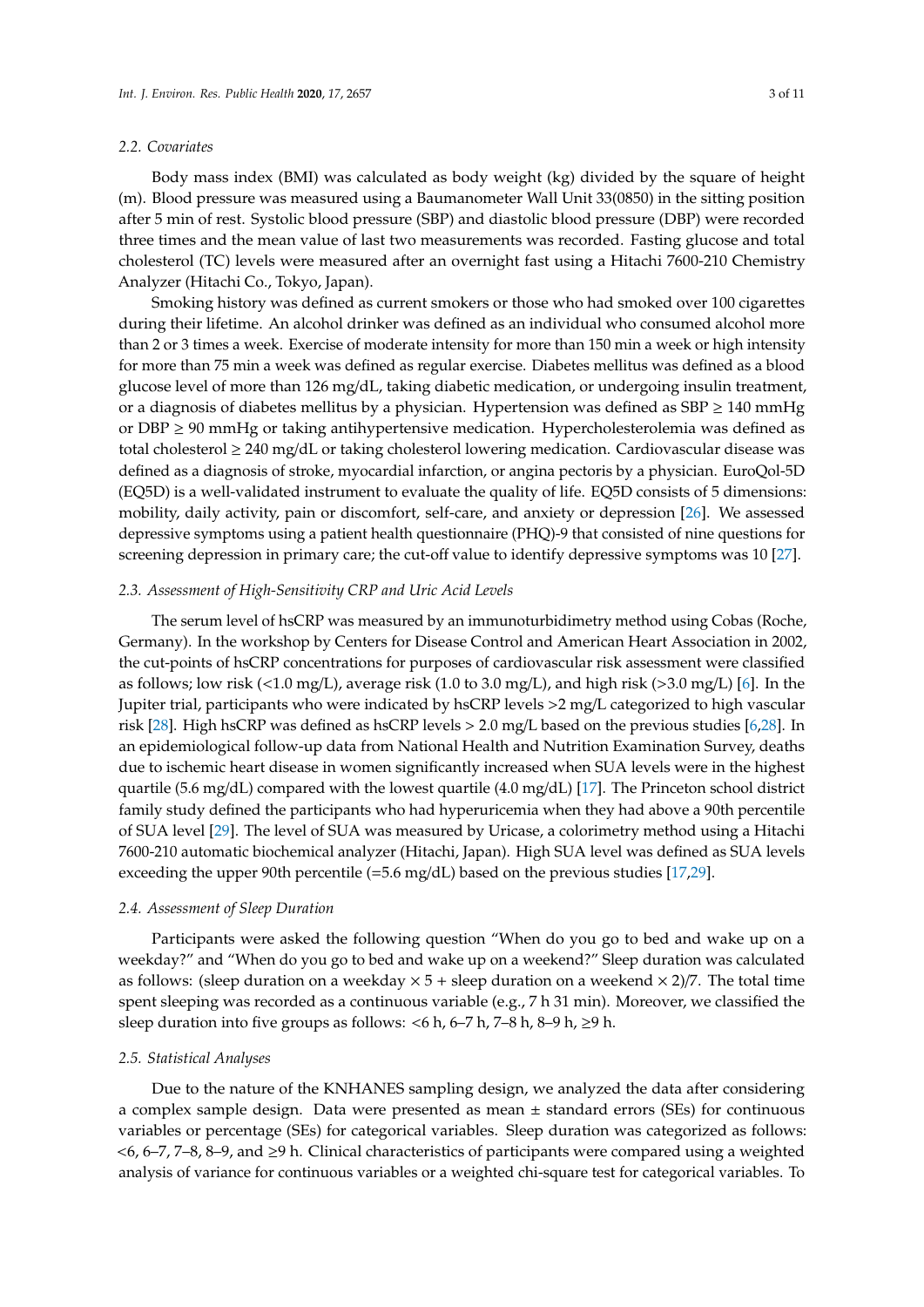### 2.2. Covariates

Body mass index (BMI) was calculated as body weight (kg) divided by the square of height (m). Blood pressure was measured using a Baumanometer Wall Unit 33(0850) in the sitting position after 5 min of rest. Systolic blood pressure (SBP) and diastolic blood pressure (DBP) were recorded three times and the mean value of last two measurements was recorded. Fasting glucose and total cholesterol (TC) levels were measured after an overnight fast using a Hitachi 7600-210 Chemistry Analyzer (Hitachi Co., Tokyo, Japan).

Smoking history was defined as current smokers or those who had smoked over 100 cigarettes during their lifetime. An alcohol drinker was defined as an individual who consumed alcohol more than 2 or 3 times a week. Exercise of moderate intensity for more than 150 min a week or high intensity for more than 75 min a week was defined as regular exercise. Diabetes mellitus was defined as a blood glucose level of more than 126 mg/dL, taking diabetic medication, or undergoing insulin treatment, or a diagnosis of diabetes mellitus by a physician. Hypertension was defined as SBP ≥ 140 mmHg or DBP ≥ 90 mmHg or taking antihypertensive medication. Hypercholesterolemia was defined as total cholesterol ≥ 240 mg/dL or taking cholesterol lowering medication. Cardiovascular disease was defined as a diagnosis of stroke, myocardial infarction, or angina pectoris by a physician. EuroQol-5D (EQ5D) is a well-validated instrument to evaluate the quality of life. EQ5D consists of 5 dimensions: mobility, daily activity, pain or discomfort, self-care, and anxiety or depression [26]. We assessed depressive symptoms using a patient health questionnaire (PHQ)-9 that consisted of nine questions for screening depression in primary care; the cut-off value to identify depressive symptoms was 10 [27].

### 2.3. Assessment of High-Sensitivity CRP and Uric Acid Levels

The serum level of hsCRP was measured by an immunoturbidimetry method using Cobas (Roche, Germany). In the workshop by Centers for Disease Control and American Heart Association in 2002, the cut-points of hsCRP concentrations for purposes of cardiovascular risk assessment were classified as follows; low risk (<1.0 mg/L), average risk (1.0 to 3.0 mg/L), and high risk (>3.0 mg/L) [6]. In the Jupiter trial, participants who were indicated by hsCRP levels >2 mg/L categorized to high vascular risk [28]. High hsCRP was defined as hsCRP levels > 2.0 mg/L based on the previous studies [6,28]. In an epidemiological follow-up data from National Health and Nutrition Examination Survey, deaths due to ischemic heart disease in women significantly increased when SUA levels were in the highest quartile (5.6 mg/dL) compared with the lowest quartile (4.0 mg/dL) [17]. The Princeton school district family study defined the participants who had hyperuricemia when they had above a 90th percentile of SUA level [29]. The level of SUA was measured by Uricase, a colorimetry method using a Hitachi 7600-210 automatic biochemical analyzer (Hitachi, Japan). High SUA level was defined as SUA levels exceeding the upper 90th percentile (=5.6 mg/dL) based on the previous studies [17,29].

### 2.4. Assessment of Sleep Duration

Participants were asked the following question "When do you go to bed and wake up on a weekday?" and "When do you go to bed and wake up on a weekend?" Sleep duration was calculated as follows: (sleep duration on a weekday × 5 + sleep duration on a weekend × 2)/7. The total time spent sleeping was recorded as a continuous variable (e.g., 7 h 31 min). Moreover, we classified the sleep duration into five groups as follows: <6 h, 6–7 h, 7–8 h, 8–9 h, ≥9 h.

### 2.5. Statistical Analyses

Due to the nature of the KNHANES sampling design, we analyzed the data after considering a complex sample design. Data were presented as mean ± standard errors (SEs) for continuous variables or percentage (SEs) for categorical variables. Sleep duration was categorized as follows: <6, 6–7, 7–8, 8–9, and ≥9 h. Clinical characteristics of participants were compared using a weighted analysis of variance for continuous variables or a weighted chi-square test for categorical variables. To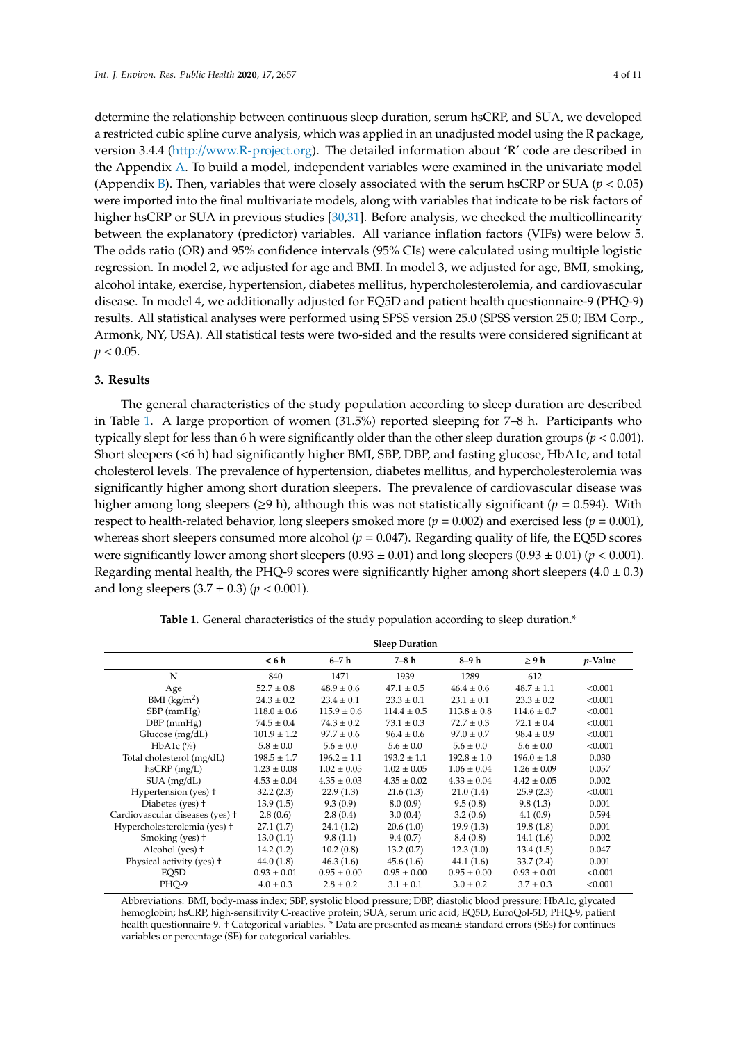determine the relationship between continuous sleep duration, serum hsCRP, and SUA, we developed a restricted cubic spline curve analysis, which was applied in an unadjusted model using the R package, version 3.4.4 (http://www.R-project.org). The detailed information about 'R' code are described in the Appendix A. To build a model, independent variables were examined in the univariate model (Appendix B). Then, variables that were closely associated with the serum hsCRP or SUA ($p < 0.05$) were imported into the final multivariate models, along with variables that indicate to be risk factors of higher hsCRP or SUA in previous studies [30,31]. Before analysis, we checked the multicollinearity between the explanatory (predictor) variables. All variance inflation factors (VIFs) were below 5. The odds ratio (OR) and 95% confidence intervals (95% CIs) were calculated using multiple logistic regression. In model 2, we adjusted for age and BMI. In model 3, we adjusted for age, BMI, smoking, alcohol intake, exercise, hypertension, diabetes mellitus, hypercholesterolemia, and cardiovascular disease. In model 4, we additionally adjusted for EQ5D and patient health questionnaire-9 (PHQ-9) results. All statistical analyses were performed using SPSS version 25.0 (SPSS version 25.0; IBM Corp., Armonk, NY, USA). All statistical tests were two-sided and the results were considered significant at $p < 0.05$.

## 3. Results

The general characteristics of the study population according to sleep duration are described in Table 1. A large proportion of women (31.5%) reported sleeping for 7–8 h. Participants who typically slept for less than 6 h were significantly older than the other sleep duration groups ($p < 0.001$). Short sleepers (<6 h) had significantly higher BMI, SBP, DBP, and fasting glucose, HbA1c, and total cholesterol levels. The prevalence of hypertension, diabetes mellitus, and hypercholesterolemia was significantly higher among short duration sleepers. The prevalence of cardiovascular disease was higher among long sleepers (≥9 h), although this was not statistically significant ($p = 0.594$). With respect to health-related behavior, long sleepers smoked more ($p = 0.002$) and exercised less ($p = 0.001$), whereas short sleepers consumed more alcohol ($p = 0.047$). Regarding quality of life, the EQ5D scores were significantly lower among short sleepers (0.93 ± 0.01) and long sleepers (0.93 ± 0.01) ($p < 0.001$). Regarding mental health, the PHQ-9 scores were significantly higher among short sleepers (4.0 ± 0.3) and long sleepers (3.7 ± 0.3) ($p < 0.001$).

**Table 1.** General characteristics of the study population according to sleep duration.*

| | Sleep Duration | | | | | |
|---|---|---|---|---|---|---|
| | < 6 h | 6–7 h | 7–8 h | 8–9 h | ≥ 9 h | *p*-Value |
| N | 840 | 1471 | 1939 | 1289 | 612 | |
| Age | 52.7 ± 0.8 | 48.9 ± 0.6 | 47.1 ± 0.5 | 46.4 ± 0.6 | 48.7 ± 1.1 | <0.001 |
| BMI (kg/m$^2$) | 24.3 ± 0.2 | 23.4 ± 0.1 | 23.3 ± 0.1 | 23.1 ± 0.1 | 23.3 ± 0.2 | <0.001 |
| SBP (mmHg) | 118.0 ± 0.6 | 115.9 ± 0.6 | 114.4 ± 0.5 | 113.8 ± 0.8 | 114.6 ± 0.7 | <0.001 |
| DBP (mmHg) | 74.5 ± 0.4 | 74.3 ± 0.2 | 73.1 ± 0.3 | 72.7 ± 0.3 | 72.1 ± 0.4 | <0.001 |
| Glucose (mg/dL) | 101.9 ± 1.2 | 97.7 ± 0.6 | 96.4 ± 0.6 | 97.0 ± 0.7 | 98.4 ± 0.9 | <0.001 |
| HbA1c (%) | 5.8 ± 0.0 | 5.6 ± 0.0 | 5.6 ± 0.0 | 5.6 ± 0.0 | 5.6 ± 0.0 | <0.001 |
| Total cholesterol (mg/dL) | 198.5 ± 1.7 | 196.2 ± 1.1 | 193.2 ± 1.1 | 192.8 ± 1.0 | 196.0 ± 1.8 | 0.030 |
| hsCRP (mg/L) | 1.23 ± 0.08 | 1.02 ± 0.05 | 1.02 ± 0.05 | 1.06 ± 0.04 | 1.26 ± 0.09 | 0.057 |
| SUA (mg/dL) | 4.53 ± 0.04 | 4.35 ± 0.03 | 4.35 ± 0.02 | 4.33 ± 0.04 | 4.42 ± 0.05 | 0.002 |
| Hypertension (yes) † | 32.2 (2.3) | 22.9 (1.3) | 21.6 (1.3) | 21.0 (1.4) | 25.9 (2.3) | <0.001 |
| Diabetes (yes) † | 13.9 (1.5) | 9.3 (0.9) | 8.0 (0.9) | 9.5 (0.8) | 9.8 (1.3) | 0.001 |
| Cardiovascular diseases (yes) † | 2.8 (0.6) | 2.8 (0.4) | 3.0 (0.4) | 3.2 (0.6) | 4.1 (0.9) | 0.594 |
| Hypercholesterolemia (yes) † | 27.1 (1.7) | 24.1 (1.2) | 20.6 (1.0) | 19.9 (1.3) | 19.8 (1.8) | 0.001 |
| Smoking (yes) † | 13.0 (1.1) | 9.8 (1.1) | 9.4 (0.7) | 8.4 (0.8) | 14.1 (1.6) | 0.002 |
| Alcohol (yes) † | 14.2 (1.2) | 10.2 (0.8) | 13.2 (0.7) | 12.3 (1.0) | 13.4 (1.5) | 0.047 |
| Physical activity (yes) † | 44.0 (1.8) | 46.3 (1.6) | 45.6 (1.6) | 44.1 (1.6) | 33.7 (2.4) | 0.001 |
| EQ5D | 0.93 ± 0.01 | 0.95 ± 0.00 | 0.95 ± 0.00 | 0.95 ± 0.00 | 0.93 ± 0.01 | <0.001 |
| PHQ-9 | 4.0 ± 0.3 | 2.8 ± 0.2 | 3.1 ± 0.1 | 3.0 ± 0.2 | 3.7 ± 0.3 | <0.001 |

Abbreviations: BMI, body-mass index; SBP, systolic blood pressure; DBP, diastolic blood pressure; HbA1c, glycated hemoglobin; hsCRP, high-sensitivity C-reactive protein; SUA, serum uric acid; EQ5D, EuroQol-5D; PHQ-9, patient health questionnaire-9. † Categorical variables. * Data are presented as mean± standard errors (SEs) for continues variables or percentage (SE) for categorical variables.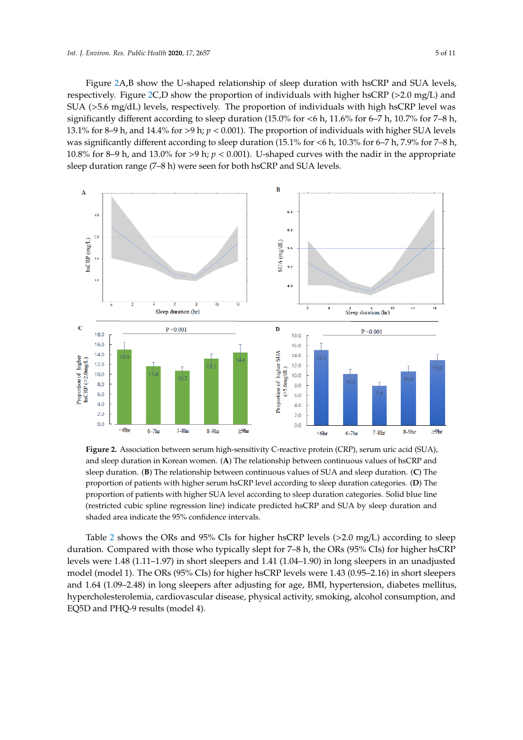Figure 2A,B show the U-shaped relationship of sleep duration with hsCRP and SUA levels, respectively. Figure 2C,D show the proportion of individuals with higher hsCRP (>2.0 mg/L) and SUA (>5.6 mg/dL) levels, respectively. The proportion of individuals with high hsCRP level was significantly different according to sleep duration (15.0% for <6 h, 11.6% for 6–7 h, 10.7% for 7–8 h, 13.1% for 8–9 h, and 14.4% for >9 h; $p < 0.001$). The proportion of individuals with higher SUA levels was significantly different according to sleep duration (15.1% for <6 h, 10.3% for 6–7 h, 7.9% for 7–8 h, 10.8% for 8–9 h, and 13.0% for >9 h; $p < 0.001$). U-shaped curves with the nadir in the appropriate sleep duration range (7–8 h) were seen for both hsCRP and SUA levels.

**Figure 2.** Association between serum high-sensitivity C-reactive protein (CRP), serum uric acid (SUA), and sleep duration in Korean women. (**A**) The relationship between continuous values of hsCRP and sleep duration. (**B**) The relationship between continuous values of SUA and sleep duration. (**C**) The proportion of patients with higher serum hsCRP level according to sleep duration categories. (**D**) The proportion of patients with higher SUA level according to sleep duration categories. Solid blue line (restricted cubic spline regression line) indicate predicted hsCRP and SUA by sleep duration and shaded area indicate the 95% confidence intervals.

Table 2 shows the ORs and 95% CIs for higher hsCRP levels (>2.0 mg/L) according to sleep duration. Compared with those who typically slept for 7–8 h, the ORs (95% CIs) for higher hsCRP levels were 1.48 (1.11–1.97) in short sleepers and 1.41 (1.04–1.90) in long sleepers in an unadjusted model (model 1). The ORs (95% CIs) for higher hsCRP levels were 1.43 (0.95–2.16) in short sleepers and 1.64 (1.09–2.48) in long sleepers after adjusting for age, BMI, hypertension, diabetes mellitus, hypercholesterolemia, cardiovascular disease, physical activity, smoking, alcohol consumption, and EQ5D and PHQ-9 results (model 4).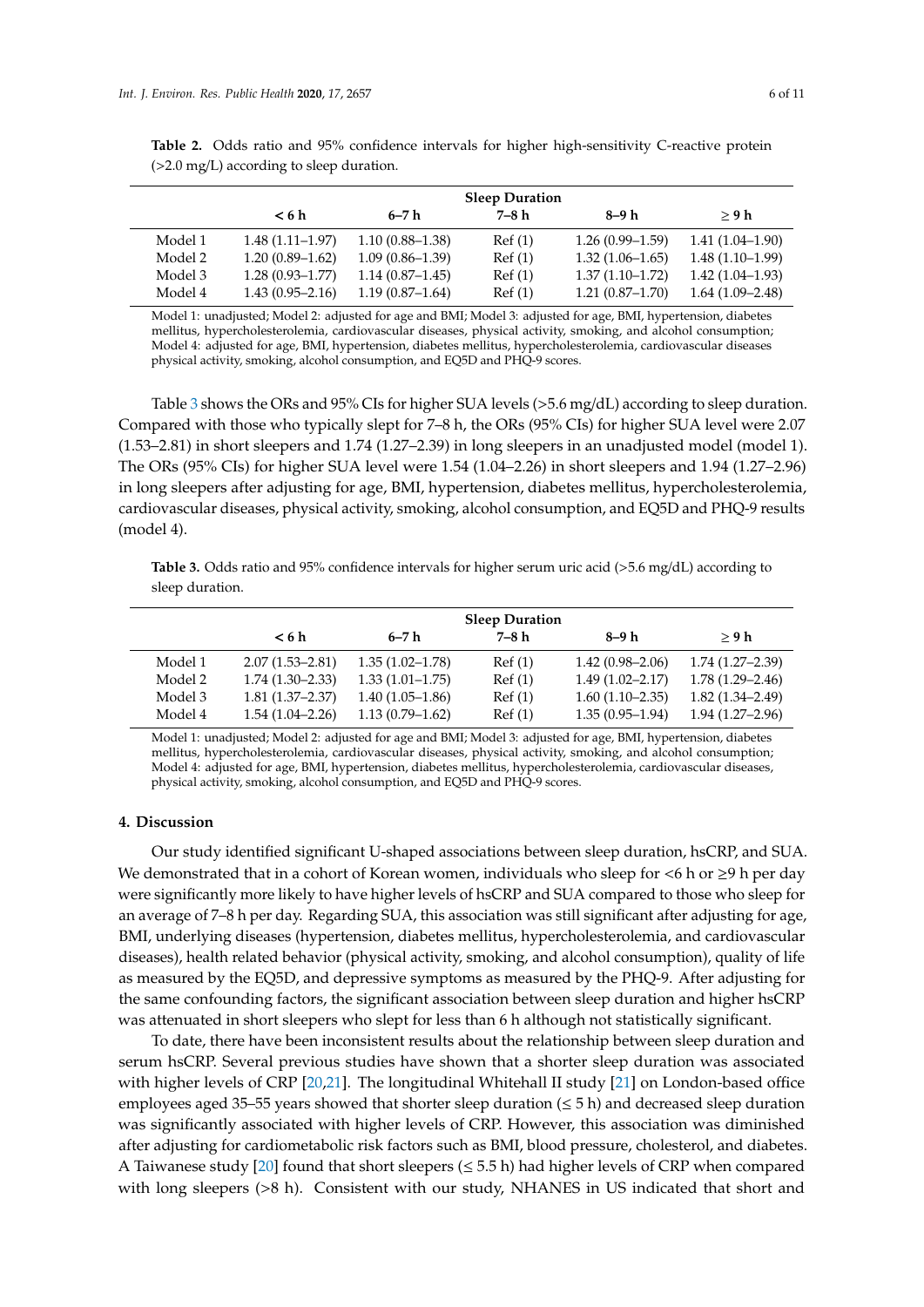**Table 2.** Odds ratio and 95% confidence intervals for higher high-sensitivity C-reactive protein (>2.0 mg/L) according to sleep duration.

| | Sleep Duration | | | | |
|---|---|---|---|---|---|
| | < 6 h | 6–7 h | 7–8 h | 8–9 h | ≥ 9 h |
| Model 1 | 1.48 (1.11–1.97) | 1.10 (0.88–1.38) | Ref (1) | 1.26 (0.99–1.59) | 1.41 (1.04–1.90) |
| Model 2 | 1.20 (0.89–1.62) | 1.09 (0.86–1.39) | Ref (1) | 1.32 (1.06–1.65) | 1.48 (1.10–1.99) |
| Model 3 | 1.28 (0.93–1.77) | 1.14 (0.87–1.45) | Ref (1) | 1.37 (1.10–1.72) | 1.42 (1.04–1.93) |
| Model 4 | 1.43 (0.95–2.16) | 1.19 (0.87–1.64) | Ref (1) | 1.21 (0.87–1.70) | 1.64 (1.09–2.48) |

Model 1: unadjusted; Model 2: adjusted for age and BMI; Model 3: adjusted for age, BMI, hypertension, diabetes mellitus, hypercholesterolemia, cardiovascular diseases, physical activity, smoking, and alcohol consumption; Model 4: adjusted for age, BMI, hypertension, diabetes mellitus, hypercholesterolemia, cardiovascular diseases physical activity, smoking, alcohol consumption, and EQ5D and PHQ-9 scores.

Table 3 shows the ORs and 95% CIs for higher SUA levels (>5.6 mg/dL) according to sleep duration. Compared with those who typically slept for 7–8 h, the ORs (95% CIs) for higher SUA level were 2.07 (1.53–2.81) in short sleepers and 1.74 (1.27–2.39) in long sleepers in an unadjusted model (model 1). The ORs (95% CIs) for higher SUA level were 1.54 (1.04–2.26) in short sleepers and 1.94 (1.27–2.96) in long sleepers after adjusting for age, BMI, hypertension, diabetes mellitus, hypercholesterolemia, cardiovascular diseases, physical activity, smoking, alcohol consumption, and EQ5D and PHQ-9 results (model 4).

**Table 3.** Odds ratio and 95% confidence intervals for higher serum uric acid (>5.6 mg/dL) according to sleep duration.

| | Sleep Duration | | | | |
|---|---|---|---|---|---|
| | < 6 h | 6–7 h | 7–8 h | 8–9 h | ≥ 9 h |
| Model 1 | 2.07 (1.53–2.81) | 1.35 (1.02–1.78) | Ref (1) | 1.42 (0.98–2.06) | 1.74 (1.27–2.39) |
| Model 2 | 1.74 (1.30–2.33) | 1.33 (1.01–1.75) | Ref (1) | 1.49 (1.02–2.17) | 1.78 (1.29–2.46) |
| Model 3 | 1.81 (1.37–2.37) | 1.40 (1.05–1.86) | Ref (1) | 1.60 (1.10–2.35) | 1.82 (1.34–2.49) |
| Model 4 | 1.54 (1.04–2.26) | 1.13 (0.79–1.62) | Ref (1) | 1.35 (0.95–1.94) | 1.94 (1.27–2.96) |

Model 1: unadjusted; Model 2: adjusted for age and BMI; Model 3: adjusted for age, BMI, hypertension, diabetes mellitus, hypercholesterolemia, cardiovascular diseases, physical activity, smoking, and alcohol consumption; Model 4: adjusted for age, BMI, hypertension, diabetes mellitus, hypercholesterolemia, cardiovascular diseases, physical activity, smoking, alcohol consumption, and EQ5D and PHQ-9 scores.

## 4. Discussion

Our study identified significant U-shaped associations between sleep duration, hsCRP, and SUA. We demonstrated that in a cohort of Korean women, individuals who sleep for <6 h or ≥9 h per day were significantly more likely to have higher levels of hsCRP and SUA compared to those who sleep for an average of 7–8 h per day. Regarding SUA, this association was still significant after adjusting for age, BMI, underlying diseases (hypertension, diabetes mellitus, hypercholesterolemia, and cardiovascular diseases), health related behavior (physical activity, smoking, and alcohol consumption), quality of life as measured by the EQ5D, and depressive symptoms as measured by the PHQ-9. After adjusting for the same confounding factors, the significant association between sleep duration and higher hsCRP was attenuated in short sleepers who slept for less than 6 h although not statistically significant.

To date, there have been inconsistent results about the relationship between sleep duration and serum hsCRP. Several previous studies have shown that a shorter sleep duration was associated with higher levels of CRP [20,21]. The longitudinal Whitehall II study [21] on London-based office employees aged 35–55 years showed that shorter sleep duration (≤ 5 h) and decreased sleep duration was significantly associated with higher levels of CRP. However, this association was diminished after adjusting for cardiometabolic risk factors such as BMI, blood pressure, cholesterol, and diabetes. A Taiwanese study [20] found that short sleepers (≤ 5.5 h) had higher levels of CRP when compared with long sleepers (>8 h). Consistent with our study, NHANES in US indicated that short and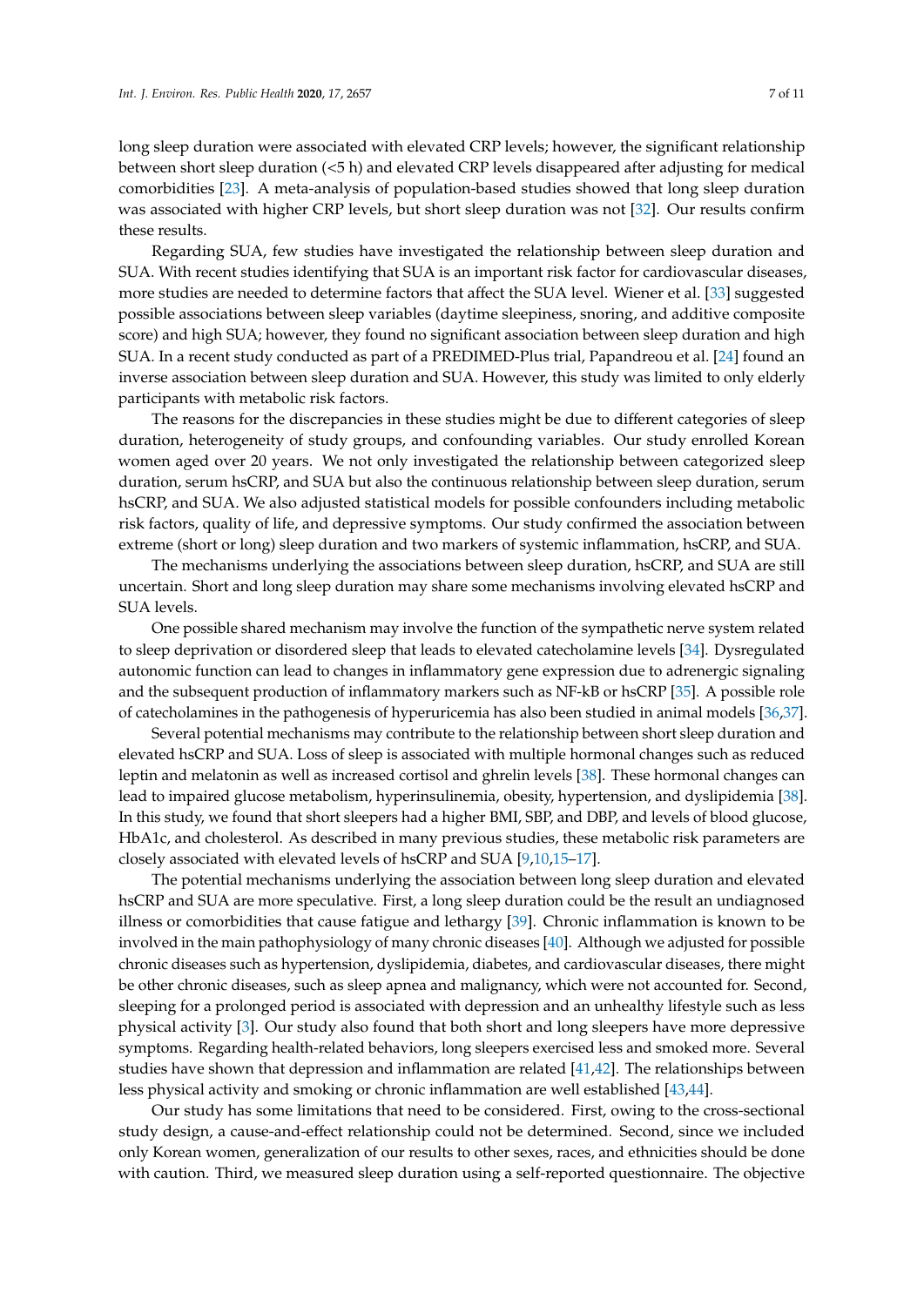long sleep duration were associated with elevated CRP levels; however, the significant relationship between short sleep duration (<5 h) and elevated CRP levels disappeared after adjusting for medical comorbidities [23]. A meta-analysis of population-based studies showed that long sleep duration was associated with higher CRP levels, but short sleep duration was not [32]. Our results confirm these results.

Regarding SUA, few studies have investigated the relationship between sleep duration and SUA. With recent studies identifying that SUA is an important risk factor for cardiovascular diseases, more studies are needed to determine factors that affect the SUA level. Wiener et al. [33] suggested possible associations between sleep variables (daytime sleepiness, snoring, and additive composite score) and high SUA; however, they found no significant association between sleep duration and high SUA. In a recent study conducted as part of a PREDIMED-Plus trial, Papandreou et al. [24] found an inverse association between sleep duration and SUA. However, this study was limited to only elderly participants with metabolic risk factors.

The reasons for the discrepancies in these studies might be due to different categories of sleep duration, heterogeneity of study groups, and confounding variables. Our study enrolled Korean women aged over 20 years. We not only investigated the relationship between categorized sleep duration, serum hsCRP, and SUA but also the continuous relationship between sleep duration, serum hsCRP, and SUA. We also adjusted statistical models for possible confounders including metabolic risk factors, quality of life, and depressive symptoms. Our study confirmed the association between extreme (short or long) sleep duration and two markers of systemic inflammation, hsCRP, and SUA.

The mechanisms underlying the associations between sleep duration, hsCRP, and SUA are still uncertain. Short and long sleep duration may share some mechanisms involving elevated hsCRP and SUA levels.

One possible shared mechanism may involve the function of the sympathetic nerve system related to sleep deprivation or disordered sleep that leads to elevated catecholamine levels [34]. Dysregulated autonomic function can lead to changes in inflammatory gene expression due to adrenergic signaling and the subsequent production of inflammatory markers such as NF-kB or hsCRP [35]. A possible role of catecholamines in the pathogenesis of hyperuricemia has also been studied in animal models [36,37].

Several potential mechanisms may contribute to the relationship between short sleep duration and elevated hsCRP and SUA. Loss of sleep is associated with multiple hormonal changes such as reduced leptin and melatonin as well as increased cortisol and ghrelin levels [38]. These hormonal changes can lead to impaired glucose metabolism, hyperinsulinemia, obesity, hypertension, and dyslipidemia [38]. In this study, we found that short sleepers had a higher BMI, SBP, and DBP, and levels of blood glucose, HbA1c, and cholesterol. As described in many previous studies, these metabolic risk parameters are closely associated with elevated levels of hsCRP and SUA [9,10,15–17].

The potential mechanisms underlying the association between long sleep duration and elevated hsCRP and SUA are more speculative. First, a long sleep duration could be the result an undiagnosed illness or comorbidities that cause fatigue and lethargy [39]. Chronic inflammation is known to be involved in the main pathophysiology of many chronic diseases [40]. Although we adjusted for possible chronic diseases such as hypertension, dyslipidemia, diabetes, and cardiovascular diseases, there might be other chronic diseases, such as sleep apnea and malignancy, which were not accounted for. Second, sleeping for a prolonged period is associated with depression and an unhealthy lifestyle such as less physical activity [3]. Our study also found that both short and long sleepers have more depressive symptoms. Regarding health-related behaviors, long sleepers exercised less and smoked more. Several studies have shown that depression and inflammation are related [41,42]. The relationships between less physical activity and smoking or chronic inflammation are well established [43,44].

Our study has some limitations that need to be considered. First, owing to the cross-sectional study design, a cause-and-effect relationship could not be determined. Second, since we included only Korean women, generalization of our results to other sexes, races, and ethnicities should be done with caution. Third, we measured sleep duration using a self-reported questionnaire. The objective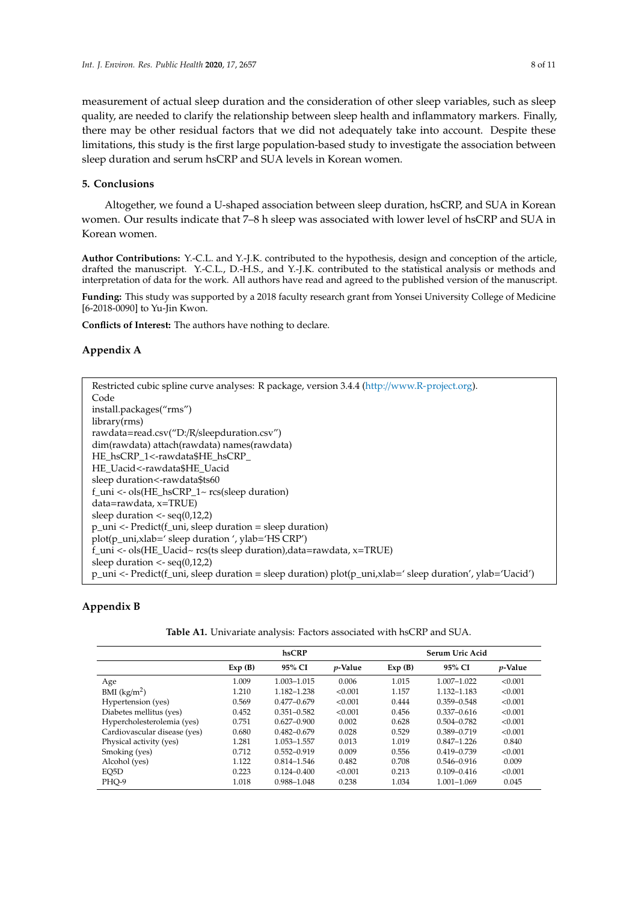measurement of actual sleep duration and the consideration of other sleep variables, such as sleep quality, are needed to clarify the relationship between sleep health and inflammatory markers. Finally, there may be other residual factors that we did not adequately take into account. Despite these limitations, this study is the first large population-based study to investigate the association between sleep duration and serum hsCRP and SUA levels in Korean women.

## 5. Conclusions

Altogether, we found a U-shaped association between sleep duration, hsCRP, and SUA in Korean women. Our results indicate that 7–8 h sleep was associated with lower level of hsCRP and SUA in Korean women.

**Author Contributions:** Y.-C.L. and Y.-J.K. contributed to the hypothesis, design and conception of the article, drafted the manuscript. Y.-C.L., D.-H.S., and Y.-J.K. contributed to the statistical analysis or methods and interpretation of data for the work. All authors have read and agreed to the published version of the manuscript.

**Funding:** This study was supported by a 2018 faculty research grant from Yonsei University College of Medicine [6-2018-0090] to Yu-Jin Kwon.

**Conflicts of Interest:** The authors have nothing to declare.

## Appendix A

```
Restricted cubic spline curve analyses: R package, version 3.4.4 (http://www.R-project.org).
Code
install.packages("rms")
library(rms)
rawdata=read.csv("D:/R/sleepduration.csv")
dim(rawdata) attach(rawdata) names(rawdata)
HE_hsCRP_1<-rawdata$HE_hsCRP_
HE_Uacid<-rawdata$HE_Uacid
sleep duration<-rawdata$ts60
f_uni <- ols(HE_hsCRP_1~ rcs(sleep duration)
data=rawdata, x=TRUE)
sleep duration <- seq(0,12,2)
p_uni <- Predict(f_uni, sleep duration = sleep duration)
plot(p_uni,xlab=' sleep duration ', ylab='HS CRP')
f_uni <- ols(HE_Uacid~ rcs(ts sleep duration),data=rawdata, x=TRUE)
sleep duration <- seq(0,12,2)
p_uni <- Predict(f_uni, sleep duration = sleep duration) plot(p_uni,xlab=' sleep duration', ylab='Uacid')
```

## Appendix B

**Table A1.** Univariate analysis: Factors associated with hsCRP and SUA.

| | hsCRP | | | Serum Uric Acid | | |
|---|---|---|---|---|---|---|
| | Exp (B) | 95% CI | *p*-Value | Exp (B) | 95% CI | *p*-Value |
| Age | 1.009 | 1.003–1.015 | 0.006 | 1.015 | 1.007–1.022 | <0.001 |
| BMI (kg/m$^2$) | 1.210 | 1.182–1.238 | <0.001 | 1.157 | 1.132–1.183 | <0.001 |
| Hypertension (yes) | 0.569 | 0.477–0.679 | <0.001 | 0.444 | 0.359–0.548 | <0.001 |
| Diabetes mellitus (yes) | 0.452 | 0.351–0.582 | <0.001 | 0.456 | 0.337–0.616 | <0.001 |
| Hypercholesterolemia (yes) | 0.751 | 0.627–0.900 | 0.002 | 0.628 | 0.504–0.782 | <0.001 |
| Cardiovascular disease (yes) | 0.680 | 0.482–0.679 | 0.028 | 0.529 | 0.389–0.719 | <0.001 |
| Physical activity (yes) | 1.281 | 1.053–1.557 | 0.013 | 1.019 | 0.847–1.226 | 0.840 |
| Smoking (yes) | 0.712 | 0.552–0.919 | 0.009 | 0.556 | 0.419–0.739 | <0.001 |
| Alcohol (yes) | 1.122 | 0.814–1.546 | 0.482 | 0.708 | 0.546–0.916 | 0.009 |
| EQ5D | 0.223 | 0.124–0.400 | <0.001 | 0.213 | 0.109–0.416 | <0.001 |
| PHQ-9 | 1.018 | 0.988–1.048 | 0.238 | 1.034 | 1.001–1.069 | 0.045 |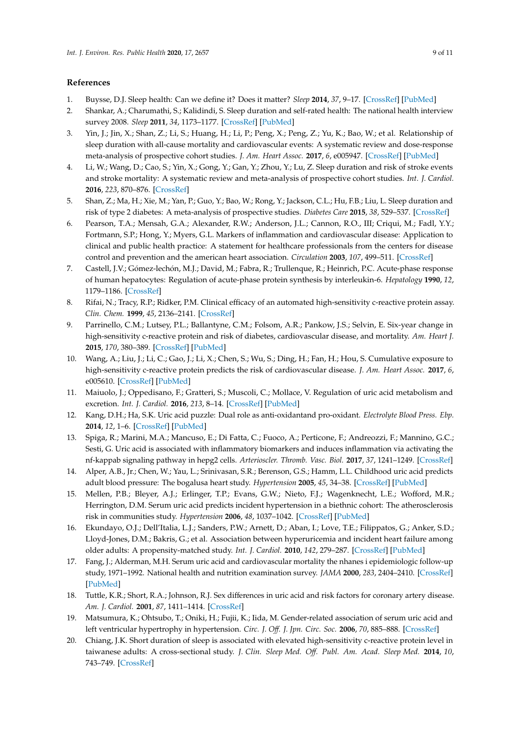## References

1. Buysse, D.J. Sleep health: Can we define it? Does it matter? *Sleep* **2014**, *37*, 9–17. [CrossRef] [PubMed]
2. Shankar, A.; Charumathi, S.; Kalidindi, S. Sleep duration and self-rated health: The national health interview survey 2008. *Sleep* **2011**, *34*, 1173–1177. [CrossRef] [PubMed]
3. Yin, J.; Jin, X.; Shan, Z.; Li, S.; Huang, H.; Li, P.; Peng, X.; Peng, Z.; Yu, K.; Bao, W.; et al. Relationship of sleep duration with all-cause mortality and cardiovascular events: A systematic review and dose-response meta-analysis of prospective cohort studies. *J. Am. Heart Assoc.* **2017**, *6*, e005947. [CrossRef] [PubMed]
4. Li, W.; Wang, D.; Cao, S.; Yin, X.; Gong, Y.; Gan, Y.; Zhou, Y.; Lu, Z. Sleep duration and risk of stroke events and stroke mortality: A systematic review and meta-analysis of prospective cohort studies. *Int. J. Cardiol.* **2016**, *223*, 870–876. [CrossRef]
5. Shan, Z.; Ma, H.; Xie, M.; Yan, P.; Guo, Y.; Bao, W.; Rong, Y.; Jackson, C.L.; Hu, F.B.; Liu, L. Sleep duration and risk of type 2 diabetes: A meta-analysis of prospective studies. *Diabetes Care* **2015**, *38*, 529–537. [CrossRef]
6. Pearson, T.A.; Mensah, G.A.; Alexander, R.W.; Anderson, J.L.; Cannon, R.O., III; Criqui, M.; Fadl, Y.Y.; Fortmann, S.P.; Hong, Y.; Myers, G.L. Markers of inflammation and cardiovascular disease: Application to clinical and public health practice: A statement for healthcare professionals from the centers for disease control and prevention and the american heart association. *Circulation* **2003**, *107*, 499–511. [CrossRef]
7. Castell, J.V.; Gómez-lechón, M.J.; David, M.; Fabra, R.; Trullenque, R.; Heinrich, P.C. Acute-phase response of human hepatocytes: Regulation of acute-phase protein synthesis by interleukin-6. *Hepatology* **1990**, *12*, 1179–1186. [CrossRef]
8. Rifai, N.; Tracy, R.P.; Ridker, P.M. Clinical efficacy of an automated high-sensitivity c-reactive protein assay. *Clin. Chem.* **1999**, *45*, 2136–2141. [CrossRef]
9. Parrinello, C.M.; Lutsey, P.L.; Ballantyne, C.M.; Folsom, A.R.; Pankow, J.S.; Selvin, E. Six-year change in high-sensitivity c-reactive protein and risk of diabetes, cardiovascular disease, and mortality. *Am. Heart J.* **2015**, *170*, 380–389. [CrossRef] [PubMed]
10. Wang, A.; Liu, J.; Li, C.; Gao, J.; Li, X.; Chen, S.; Wu, S.; Ding, H.; Fan, H.; Hou, S. Cumulative exposure to high-sensitivity c-reactive protein predicts the risk of cardiovascular disease. *J. Am. Heart Assoc.* **2017**, *6*, e005610. [CrossRef] [PubMed]
11. Maiuolo, J.; Oppedisano, F.; Gratteri, S.; Muscoli, C.; Mollace, V. Regulation of uric acid metabolism and excretion. *Int. J. Cardiol.* **2016**, *213*, 8–14. [CrossRef] [PubMed]
12. Kang, D.H.; Ha, S.K. Uric acid puzzle: Dual role as anti-oxidantand pro-oxidant. *Electrolyte Blood Press. Ebp.* **2014**, *12*, 1–6. [CrossRef] [PubMed]
13. Spiga, R.; Marini, M.A.; Mancuso, E.; Di Fatta, C.; Fuoco, A.; Perticone, F.; Andreozzi, F.; Mannino, G.C.; Sesti, G. Uric acid is associated with inflammatory biomarkers and induces inflammation via activating the nf-kappab signaling pathway in hepg2 cells. *Arterioscler. Thromb. Vasc. Biol.* **2017**, *37*, 1241–1249. [CrossRef]
14. Alper, A.B., Jr.; Chen, W.; Yau, L.; Srinivasan, S.R.; Berenson, G.S.; Hamm, L.L. Childhood uric acid predicts adult blood pressure: The bogalusa heart study. *Hypertension* **2005**, *45*, 34–38. [CrossRef] [PubMed]
15. Mellen, P.B.; Bleyer, A.J.; Erlinger, T.P.; Evans, G.W.; Nieto, F.J.; Wagenknecht, L.E.; Wofford, M.R.; Herrington, D.M. Serum uric acid predicts incident hypertension in a biethnic cohort: The atherosclerosis risk in communities study. *Hypertension* **2006**, *48*, 1037–1042. [CrossRef] [PubMed]
16. Ekundayo, O.J.; Dell'Italia, L.J.; Sanders, P.W.; Arnett, D.; Aban, I.; Love, T.E.; Filippatos, G.; Anker, S.D.; Lloyd-Jones, D.M.; Bakris, G.; et al. Association between hyperuricemia and incident heart failure among older adults: A propensity-matched study. *Int. J. Cardiol.* **2010**, *142*, 279–287. [CrossRef] [PubMed]
17. Fang, J.; Alderman, M.H. Serum uric acid and cardiovascular mortality the nhanes i epidemiologic follow-up study, 1971–1992. National health and nutrition examination survey. *JAMA* **2000**, *283*, 2404–2410. [CrossRef] [PubMed]
18. Tuttle, K.R.; Short, R.A.; Johnson, R.J. Sex differences in uric acid and risk factors for coronary artery disease. *Am. J. Cardiol.* **2001**, *87*, 1411–1414. [CrossRef]
19. Matsumura, K.; Ohtsubo, T.; Oniki, H.; Fujii, K.; Iida, M. Gender-related association of serum uric acid and left ventricular hypertrophy in hypertension. *Circ. J. Off. J. Jpn. Circ. Soc.* **2006**, *70*, 885–888. [CrossRef]
20. Chiang, J.K. Short duration of sleep is associated with elevated high-sensitivity c-reactive protein level in taiwanese adults: A cross-sectional study. *J. Clin. Sleep Med. Off. Publ. Am. Acad. Sleep Med.* **2014**, *10*, 743–749. [CrossRef]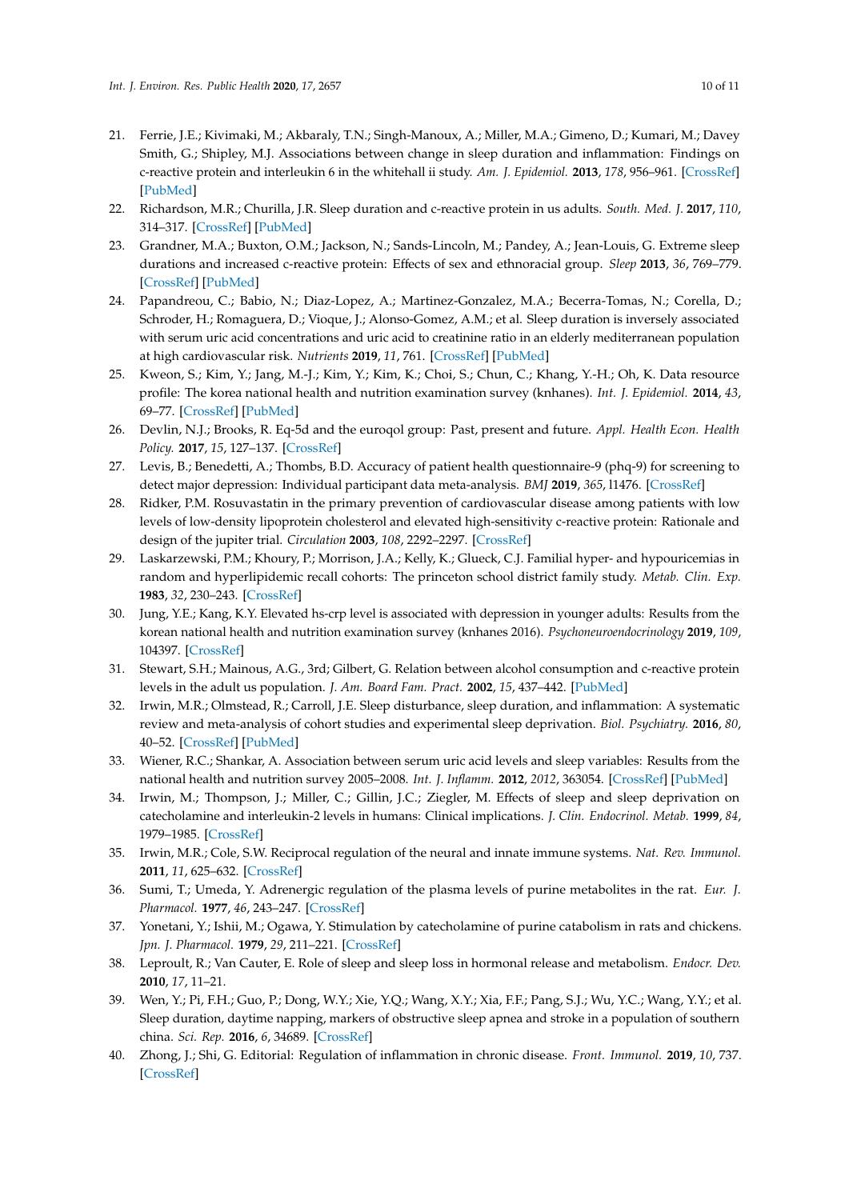21. Ferrie, J.E.; Kivimaki, M.; Akbaraly, T.N.; Singh-Manoux, A.; Miller, M.A.; Gimeno, D.; Kumari, M.; Davey Smith, G.; Shipley, M.J. Associations between change in sleep duration and inflammation: Findings on c-reactive protein and interleukin 6 in the whitehall ii study. *Am. J. Epidemiol.* **2013**, *178*, 956–961. [CrossRef] [PubMed]
22. Richardson, M.R.; Churilla, J.R. Sleep duration and c-reactive protein in us adults. *South. Med. J.* **2017**, *110*, 314–317. [CrossRef] [PubMed]
23. Grandner, M.A.; Buxton, O.M.; Jackson, N.; Sands-Lincoln, M.; Pandey, A.; Jean-Louis, G. Extreme sleep durations and increased c-reactive protein: Effects of sex and ethnoracial group. *Sleep* **2013**, *36*, 769–779. [CrossRef] [PubMed]
24. Papandreou, C.; Babio, N.; Diaz-Lopez, A.; Martinez-Gonzalez, M.A.; Becerra-Tomas, N.; Corella, D.; Schroder, H.; Romaguera, D.; Vioque, J.; Alonso-Gomez, A.M.; et al. Sleep duration is inversely associated with serum uric acid concentrations and uric acid to creatinine ratio in an elderly mediterranean population at high cardiovascular risk. *Nutrients* **2019**, *11*, 761. [CrossRef] [PubMed]
25. Kweon, S.; Kim, Y.; Jang, M.-J.; Kim, Y.; Kim, K.; Choi, S.; Chun, C.; Khang, Y.-H.; Oh, K. Data resource profile: The korea national health and nutrition examination survey (knhanes). *Int. J. Epidemiol.* **2014**, *43*, 69–77. [CrossRef] [PubMed]
26. Devlin, N.J.; Brooks, R. Eq-5d and the euroqol group: Past, present and future. *Appl. Health Econ. Health Policy.* **2017**, *15*, 127–137. [CrossRef]
27. Levis, B.; Benedetti, A.; Thombs, B.D. Accuracy of patient health questionnaire-9 (phq-9) for screening to detect major depression: Individual participant data meta-analysis. *BMJ* **2019**, *365*, l1476. [CrossRef]
28. Ridker, P.M. Rosuvastatin in the primary prevention of cardiovascular disease among patients with low levels of low-density lipoprotein cholesterol and elevated high-sensitivity c-reactive protein: Rationale and design of the jupiter trial. *Circulation* **2003**, *108*, 2292–2297. [CrossRef]
29. Laskarzewski, P.M.; Khoury, P.; Morrison, J.A.; Kelly, K.; Glueck, C.J. Familial hyper- and hypouricemias in random and hyperlipidemic recall cohorts: The princeton school district family study. *Metab. Clin. Exp.* **1983**, *32*, 230–243. [CrossRef]
30. Jung, Y.E.; Kang, K.Y. Elevated hs-crp level is associated with depression in younger adults: Results from the korean national health and nutrition examination survey (knhanes 2016). *Psychoneuroendocrinology* **2019**, *109*, 104397. [CrossRef]
31. Stewart, S.H.; Mainous, A.G., 3rd; Gilbert, G. Relation between alcohol consumption and c-reactive protein levels in the adult us population. *J. Am. Board Fam. Pract.* **2002**, *15*, 437–442. [PubMed]
32. Irwin, M.R.; Olmstead, R.; Carroll, J.E. Sleep disturbance, sleep duration, and inflammation: A systematic review and meta-analysis of cohort studies and experimental sleep deprivation. *Biol. Psychiatry.* **2016**, *80*, 40–52. [CrossRef] [PubMed]
33. Wiener, R.C.; Shankar, A. Association between serum uric acid levels and sleep variables: Results from the national health and nutrition survey 2005–2008. *Int. J. Inflamm.* **2012**, *2012*, 363054. [CrossRef] [PubMed]
34. Irwin, M.; Thompson, J.; Miller, C.; Gillin, J.C.; Ziegler, M. Effects of sleep and sleep deprivation on catecholamine and interleukin-2 levels in humans: Clinical implications. *J. Clin. Endocrinol. Metab.* **1999**, *84*, 1979–1985. [CrossRef]
35. Irwin, M.R.; Cole, S.W. Reciprocal regulation of the neural and innate immune systems. *Nat. Rev. Immunol.* **2011**, *11*, 625–632. [CrossRef]
36. Sumi, T.; Umeda, Y. Adrenergic regulation of the plasma levels of purine metabolites in the rat. *Eur. J. Pharmacol.* **1977**, *46*, 243–247. [CrossRef]
37. Yonetani, Y.; Ishii, M.; Ogawa, Y. Stimulation by catecholamine of purine catabolism in rats and chickens. *Jpn. J. Pharmacol.* **1979**, *29*, 211–221. [CrossRef]
38. Leproult, R.; Van Cauter, E. Role of sleep and sleep loss in hormonal release and metabolism. *Endocr. Dev.* **2010**, *17*, 11–21.
39. Wen, Y.; Pi, F.H.; Guo, P.; Dong, W.Y.; Xie, Y.Q.; Wang, X.Y.; Xia, F.F.; Pang, S.J.; Wu, Y.C.; Wang, Y.Y.; et al. Sleep duration, daytime napping, markers of obstructive sleep apnea and stroke in a population of southern china. *Sci. Rep.* **2016**, *6*, 34689. [CrossRef]
40. Zhong, J.; Shi, G. Editorial: Regulation of inflammation in chronic disease. *Front. Immunol.* **2019**, *10*, 737. [CrossRef]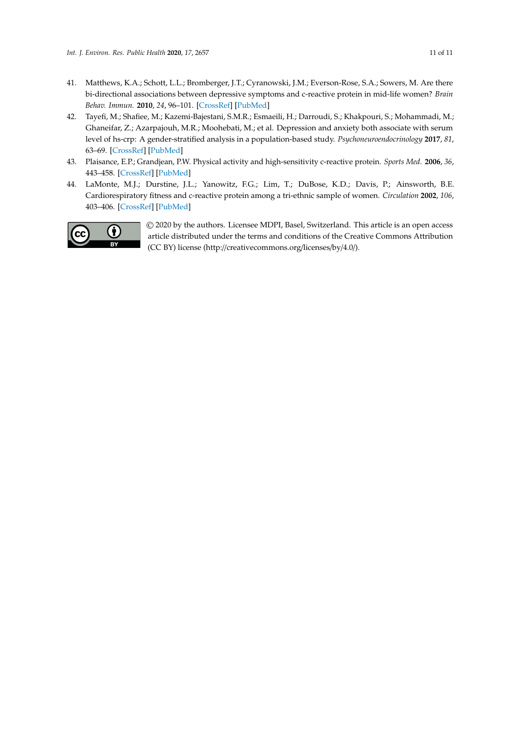41. Matthews, K.A.; Schott, L.L.; Bromberger, J.T.; Cyranowski, J.M.; Everson-Rose, S.A.; Sowers, M. Are there bi-directional associations between depressive symptoms and c-reactive protein in mid-life women? *Brain Behav. Immun.* **2010**, *24*, 96–101. [CrossRef] [PubMed]
42. Tayefi, M.; Shafiee, M.; Kazemi-Bajestani, S.M.R.; Esmaeili, H.; Darroudi, S.; Khakpouri, S.; Mohammadi, M.; Ghaneifar, Z.; Azarpajouh, M.R.; Moohebati, M.; et al. Depression and anxiety both associate with serum level of hs-crp: A gender-stratified analysis in a population-based study. *Psychoneuroendocrinology* **2017**, *81*, 63–69. [CrossRef] [PubMed]
43. Plaisance, E.P.; Grandjean, P.W. Physical activity and high-sensitivity c-reactive protein. *Sports Med.* **2006**, *36*, 443–458. [CrossRef] [PubMed]
44. LaMonte, M.J.; Durstine, J.L.; Yanowitz, F.G.; Lim, T.; DuBose, K.D.; Davis, P.; Ainsworth, B.E. Cardiorespiratory fitness and c-reactive protein among a tri-ethnic sample of women. *Circulation* **2002**, *106*, 403–406. [CrossRef] [PubMed]

© 2020 by the authors. Licensee MDPI, Basel, Switzerland. This article is an open access article distributed under the terms and conditions of the Creative Commons Attribution (CC BY) license (http://creativecommons.org/licenses/by/4.0/).